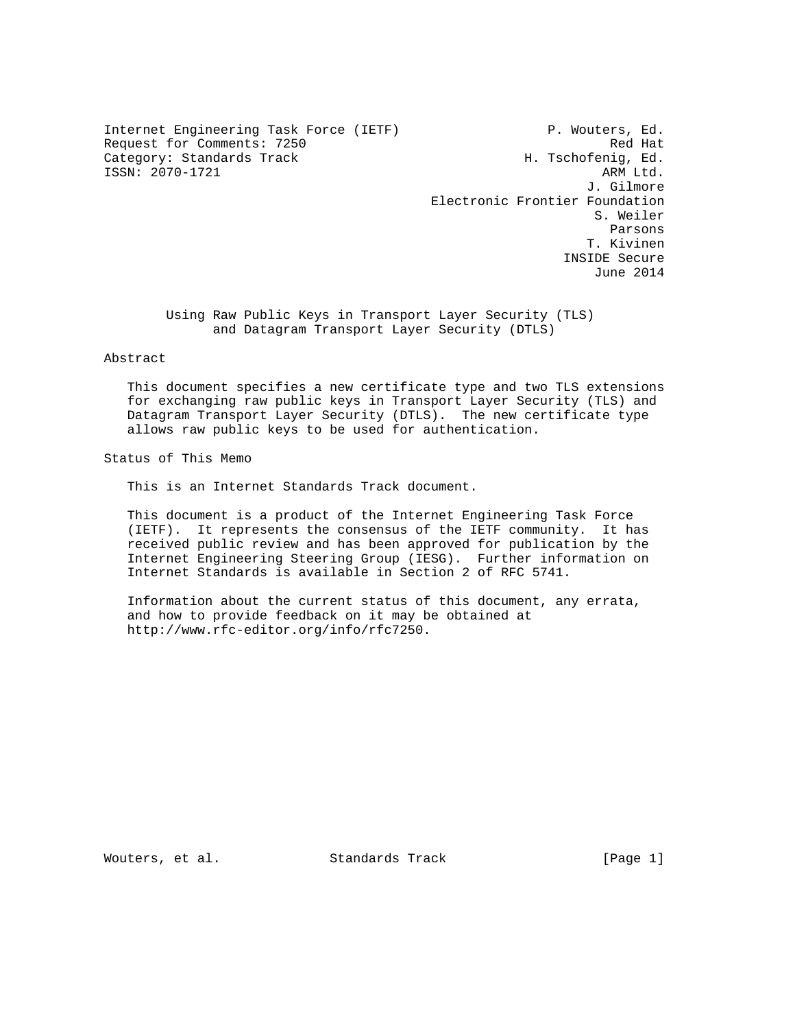Internet Engineering Task Force (IETF) P. Wouters, Ed.
Request for Comments: 7250 Red Hat
Category: Standards Track H. Tschofenig, Ed.
ISSN: 2070-1721 ARM Ltd.
J. Gilmore
Electronic Frontier Foundation
S. Weiler
Parsons
T. Kivinen
INSIDE Secure
June 2014

# Using Raw Public Keys in Transport Layer Security (TLS) and Datagram Transport Layer Security (DTLS)

## Abstract

This document specifies a new certificate type and two TLS extensions for exchanging raw public keys in Transport Layer Security (TLS) and Datagram Transport Layer Security (DTLS). The new certificate type allows raw public keys to be used for authentication.

## Status of This Memo

This is an Internet Standards Track document.

This document is a product of the Internet Engineering Task Force (IETF). It represents the consensus of the IETF community. It has received public review and has been approved for publication by the Internet Engineering Steering Group (IESG). Further information on Internet Standards is available in Section 2 of RFC 5741.

Information about the current status of this document, any errata, and how to provide feedback on it may be obtained at http://www.rfc-editor.org/info/rfc7250.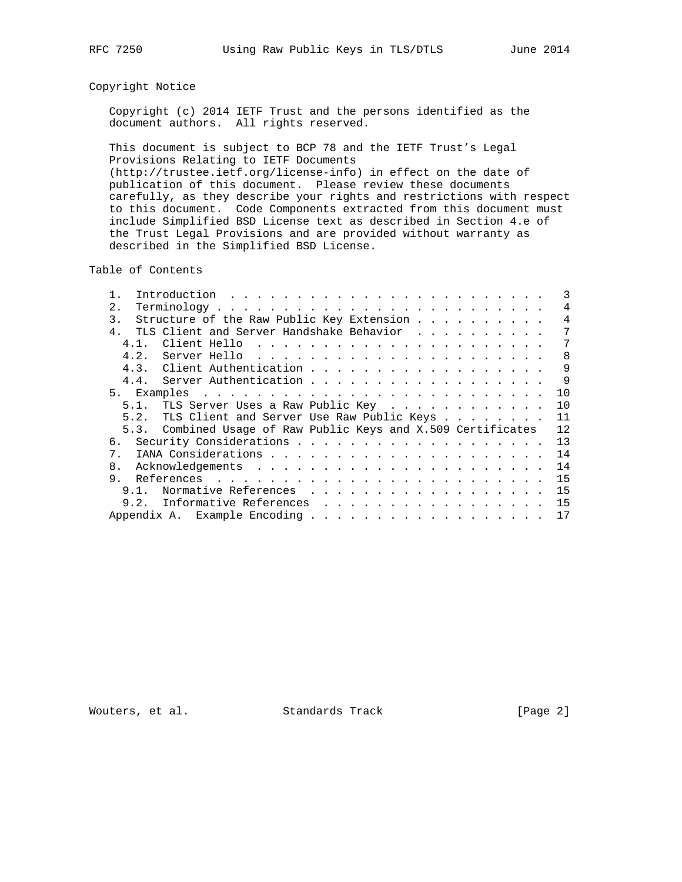## Copyright Notice

Copyright (c) 2014 IETF Trust and the persons identified as the document authors. All rights reserved.

This document is subject to BCP 78 and the IETF Trust's Legal Provisions Relating to IETF Documents (http://trustee.ietf.org/license-info) in effect on the date of publication of this document. Please review these documents carefully, as they describe your rights and restrictions with respect to this document. Code Components extracted from this document must include Simplified BSD License text as described in Section 4.e of the Trust Legal Provisions and are provided without warranty as described in the Simplified BSD License.

## Table of Contents

```
   1.  Introduction . . . . . . . . . . . . . . . . . . . . . . . .   3
   2.  Terminology  . . . . . . . . . . . . . . . . . . . . . . . .   4
   3.  Structure of the Raw Public Key Extension  . . . . . . . . .   4
   4.  TLS Client and Server Handshake Behavior  . . . . . . . . .    7
     4.1.  Client Hello . . . . . . . . . . . . . . . . . . . . . .   7
     4.2.  Server Hello . . . . . . . . . . . . . . . . . . . . . .   8
     4.3.  Client Authentication  . . . . . . . . . . . . . . . . .   9
     4.4.  Server Authentication  . . . . . . . . . . . . . . . . .   9
   5.  Examples . . . . . . . . . . . . . . . . . . . . . . . . . .  10
     5.1.  TLS Server Uses a Raw Public Key . . . . . . . . . . . .  10
     5.2.  TLS Client and Server Use Raw Public Keys  . . . . . . .  11
     5.3.  Combined Usage of Raw Public Keys and X.509 Certificates  12
   6.  Security Considerations  . . . . . . . . . . . . . . . . . .  13
   7.  IANA Considerations  . . . . . . . . . . . . . . . . . . . .  14
   8.  Acknowledgements . . . . . . . . . . . . . . . . . . . . . .  14
   9.  References . . . . . . . . . . . . . . . . . . . . . . . . .  15
     9.1.  Normative References . . . . . . . . . . . . . . . . . .  15
     9.2.  Informative References . . . . . . . . . . . . . . . . .  15
   Appendix A.  Example Encoding  . . . . . . . . . . . . . . . . .  17
```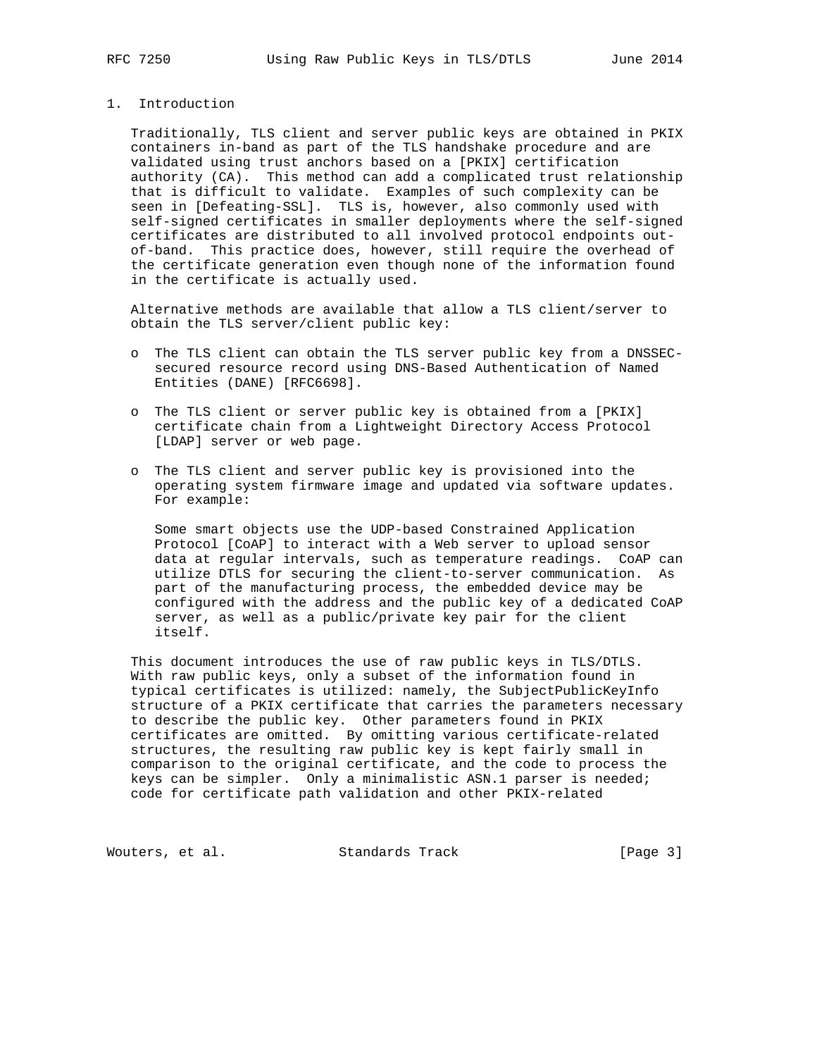# 1. Introduction

Traditionally, TLS client and server public keys are obtained in PKIX containers in-band as part of the TLS handshake procedure and are validated using trust anchors based on a [PKIX] certification authority (CA). This method can add a complicated trust relationship that is difficult to validate. Examples of such complexity can be seen in [Defeating-SSL]. TLS is, however, also commonly used with self-signed certificates in smaller deployments where the self-signed certificates are distributed to all involved protocol endpoints out-of-band. This practice does, however, still require the overhead of the certificate generation even though none of the information found in the certificate is actually used.

Alternative methods are available that allow a TLS client/server to obtain the TLS server/client public key:

- The TLS client can obtain the TLS server public key from a DNSSEC-secured resource record using DNS-Based Authentication of Named Entities (DANE) [RFC6698].

- The TLS client or server public key is obtained from a [PKIX] certificate chain from a Lightweight Directory Access Protocol [LDAP] server or web page.

- The TLS client and server public key is provisioned into the operating system firmware image and updated via software updates. For example:

  Some smart objects use the UDP-based Constrained Application Protocol [CoAP] to interact with a Web server to upload sensor data at regular intervals, such as temperature readings. CoAP can utilize DTLS for securing the client-to-server communication. As part of the manufacturing process, the embedded device may be configured with the address and the public key of a dedicated CoAP server, as well as a public/private key pair for the client itself.

This document introduces the use of raw public keys in TLS/DTLS. With raw public keys, only a subset of the information found in typical certificates is utilized: namely, the SubjectPublicKeyInfo structure of a PKIX certificate that carries the parameters necessary to describe the public key. Other parameters found in PKIX certificates are omitted. By omitting various certificate-related structures, the resulting raw public key is kept fairly small in comparison to the original certificate, and the code to process the keys can be simpler. Only a minimalistic ASN.1 parser is needed; code for certificate path validation and other PKIX-related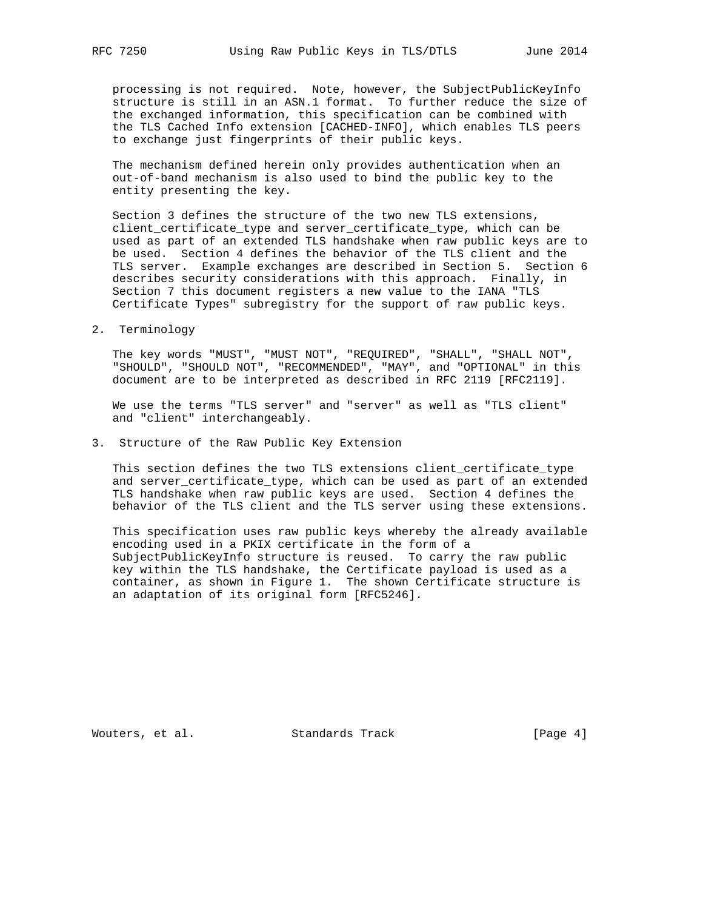processing is not required. Note, however, the SubjectPublicKeyInfo structure is still in an ASN.1 format. To further reduce the size of the exchanged information, this specification can be combined with the TLS Cached Info extension [CACHED-INFO], which enables TLS peers to exchange just fingerprints of their public keys.

The mechanism defined herein only provides authentication when an out-of-band mechanism is also used to bind the public key to the entity presenting the key.

Section 3 defines the structure of the two new TLS extensions, client_certificate_type and server_certificate_type, which can be used as part of an extended TLS handshake when raw public keys are to be used. Section 4 defines the behavior of the TLS client and the TLS server. Example exchanges are described in Section 5. Section 6 describes security considerations with this approach. Finally, in Section 7 this document registers a new value to the IANA "TLS Certificate Types" subregistry for the support of raw public keys.

## 2. Terminology

The key words "MUST", "MUST NOT", "REQUIRED", "SHALL", "SHALL NOT", "SHOULD", "SHOULD NOT", "RECOMMENDED", "MAY", and "OPTIONAL" in this document are to be interpreted as described in RFC 2119 [RFC2119].

We use the terms "TLS server" and "server" as well as "TLS client" and "client" interchangeably.

## 3. Structure of the Raw Public Key Extension

This section defines the two TLS extensions client_certificate_type and server_certificate_type, which can be used as part of an extended TLS handshake when raw public keys are used. Section 4 defines the behavior of the TLS client and the TLS server using these extensions.

This specification uses raw public keys whereby the already available encoding used in a PKIX certificate in the form of a SubjectPublicKeyInfo structure is reused. To carry the raw public key within the TLS handshake, the Certificate payload is used as a container, as shown in Figure 1. The shown Certificate structure is an adaptation of its original form [RFC5246].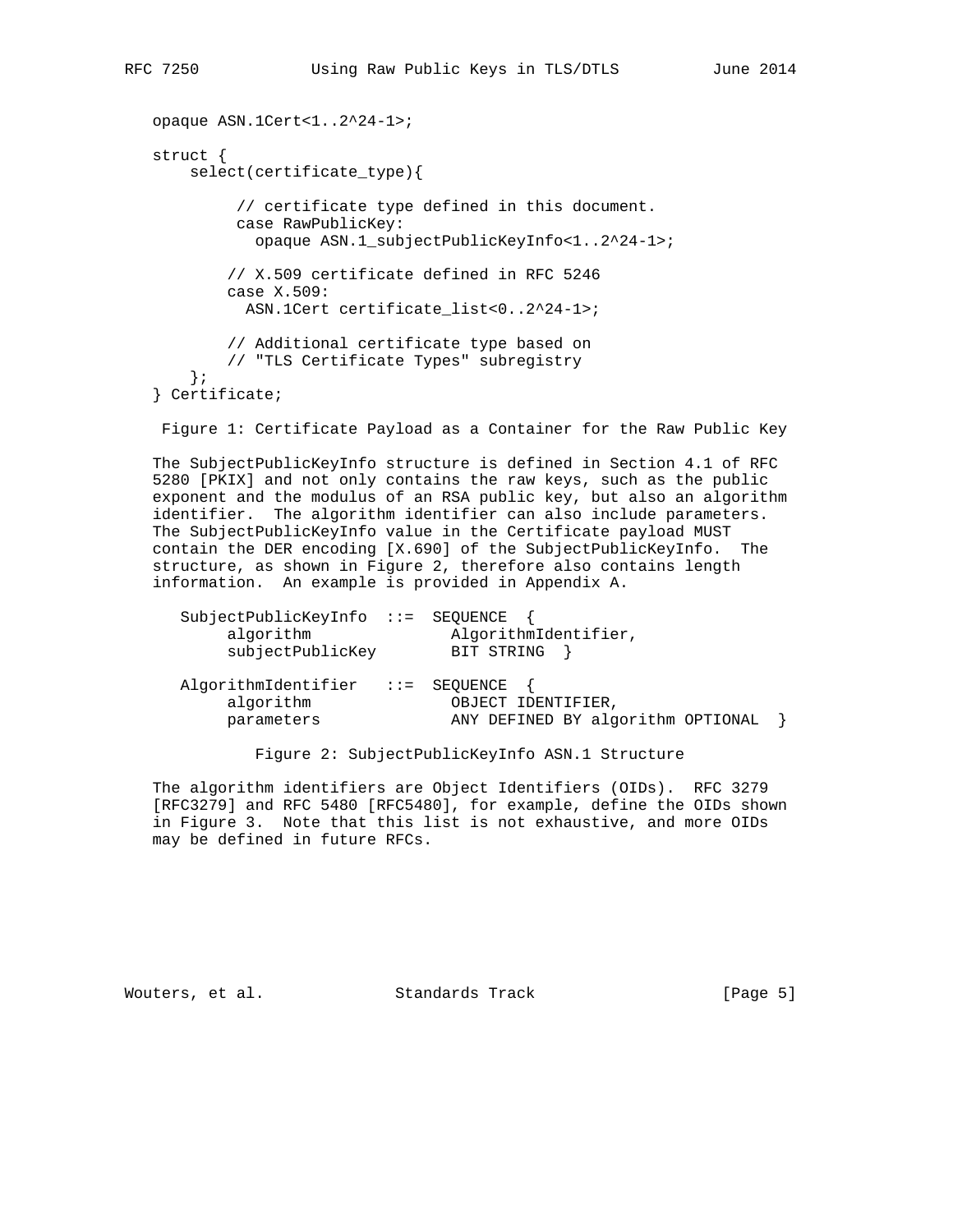```
opaque ASN.1Cert<1..2^24-1>;

struct {
    select(certificate_type){

         // certificate type defined in this document.
         case RawPublicKey:
           opaque ASN.1_subjectPublicKeyInfo<1..2^24-1>;

        // X.509 certificate defined in RFC 5246
        case X.509:
          ASN.1Cert certificate_list<0..2^24-1>;

        // Additional certificate type based on
        // "TLS Certificate Types" subregistry
    };
} Certificate;
```

Figure 1: Certificate Payload as a Container for the Raw Public Key

The SubjectPublicKeyInfo structure is defined in Section 4.1 of RFC 5280 [PKIX] and not only contains the raw keys, such as the public exponent and the modulus of an RSA public key, but also an algorithm identifier. The algorithm identifier can also include parameters. The SubjectPublicKeyInfo value in the Certificate payload MUST contain the DER encoding [X.690] of the SubjectPublicKeyInfo. The structure, as shown in Figure 2, therefore also contains length information. An example is provided in Appendix A.

```
SubjectPublicKeyInfo  ::=  SEQUENCE  {
     algorithm               AlgorithmIdentifier,
     subjectPublicKey        BIT STRING  }

AlgorithmIdentifier   ::=  SEQUENCE  {
     algorithm               OBJECT IDENTIFIER,
     parameters              ANY DEFINED BY algorithm OPTIONAL  }
```

Figure 2: SubjectPublicKeyInfo ASN.1 Structure

The algorithm identifiers are Object Identifiers (OIDs). RFC 3279 [RFC3279] and RFC 5480 [RFC5480], for example, define the OIDs shown in Figure 3. Note that this list is not exhaustive, and more OIDs may be defined in future RFCs.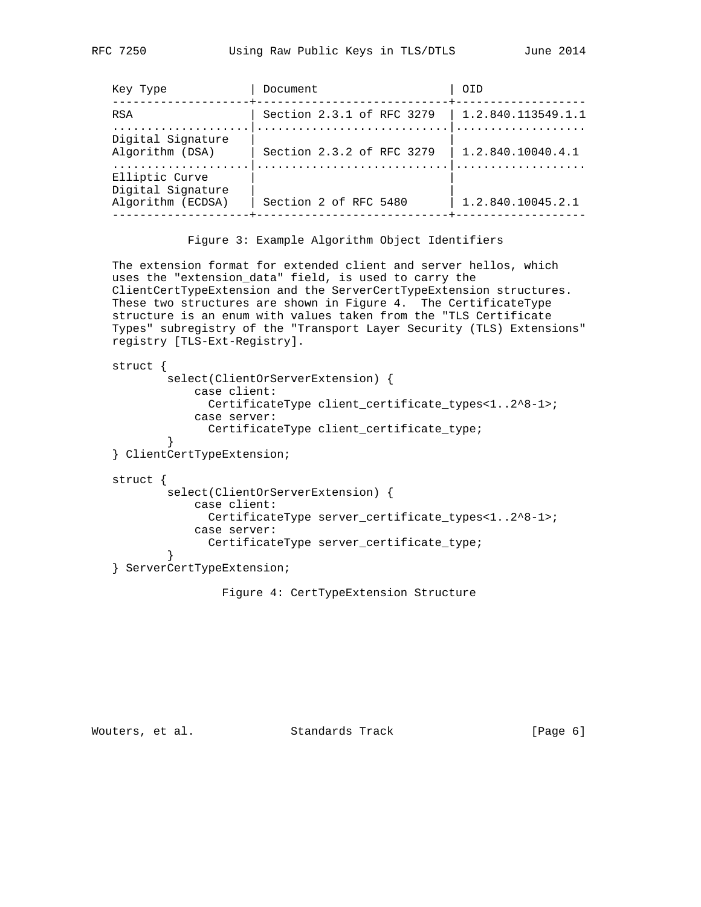| Key Type | Document | OID |
|---|---|---|
| RSA | Section 2.3.1 of RFC 3279 | 1.2.840.113549.1.1 |
| Digital Signature Algorithm (DSA) | Section 2.3.2 of RFC 3279 | 1.2.840.10040.4.1 |
| Elliptic Curve Digital Signature Algorithm (ECDSA) | Section 2 of RFC 5480 | 1.2.840.10045.2.1 |

Figure 3: Example Algorithm Object Identifiers

The extension format for extended client and server hellos, which uses the "extension_data" field, is used to carry the ClientCertTypeExtension and the ServerCertTypeExtension structures. These two structures are shown in Figure 4. The CertificateType structure is an enum with values taken from the "TLS Certificate Types" subregistry of the "Transport Layer Security (TLS) Extensions" registry [TLS-Ext-Registry].

```
struct {
        select(ClientOrServerExtension) {
            case client:
              CertificateType client_certificate_types<1..2^8-1>;
            case server:
              CertificateType client_certificate_type;
        }
} ClientCertTypeExtension;

struct {
        select(ClientOrServerExtension) {
            case client:
              CertificateType server_certificate_types<1..2^8-1>;
            case server:
              CertificateType server_certificate_type;
        }
} ServerCertTypeExtension;
```

Figure 4: CertTypeExtension Structure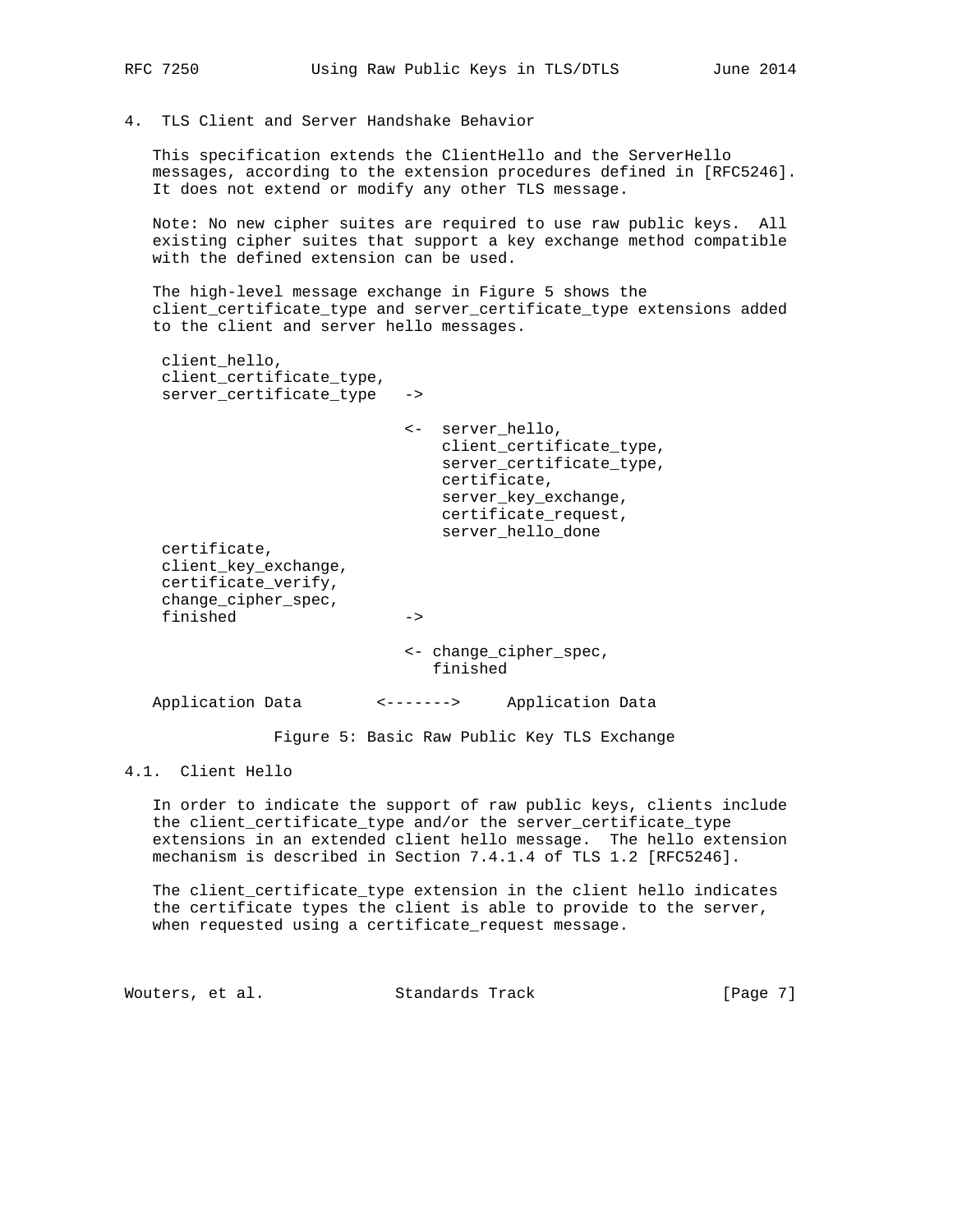## 4. TLS Client and Server Handshake Behavior

This specification extends the ClientHello and the ServerHello messages, according to the extension procedures defined in [RFC5246]. It does not extend or modify any other TLS message.

Note: No new cipher suites are required to use raw public keys. All existing cipher suites that support a key exchange method compatible with the defined extension can be used.

The high-level message exchange in Figure 5 shows the client_certificate_type and server_certificate_type extensions added to the client and server hello messages.

```
 client_hello,
 client_certificate_type,
 server_certificate_type   ->

                           <-  server_hello,
                               client_certificate_type,
                               server_certificate_type,
                               certificate,
                               server_key_exchange,
                               certificate_request,
                               server_hello_done
 certificate,
 client_key_exchange,
 certificate_verify,
 change_cipher_spec,
 finished                  ->

                           <- change_cipher_spec,
                              finished

Application Data        <------->     Application Data
```

Figure 5: Basic Raw Public Key TLS Exchange

### 4.1. Client Hello

In order to indicate the support of raw public keys, clients include the client_certificate_type and/or the server_certificate_type extensions in an extended client hello message. The hello extension mechanism is described in Section 7.4.1.4 of TLS 1.2 [RFC5246].

The client_certificate_type extension in the client hello indicates the certificate types the client is able to provide to the server, when requested using a certificate_request message.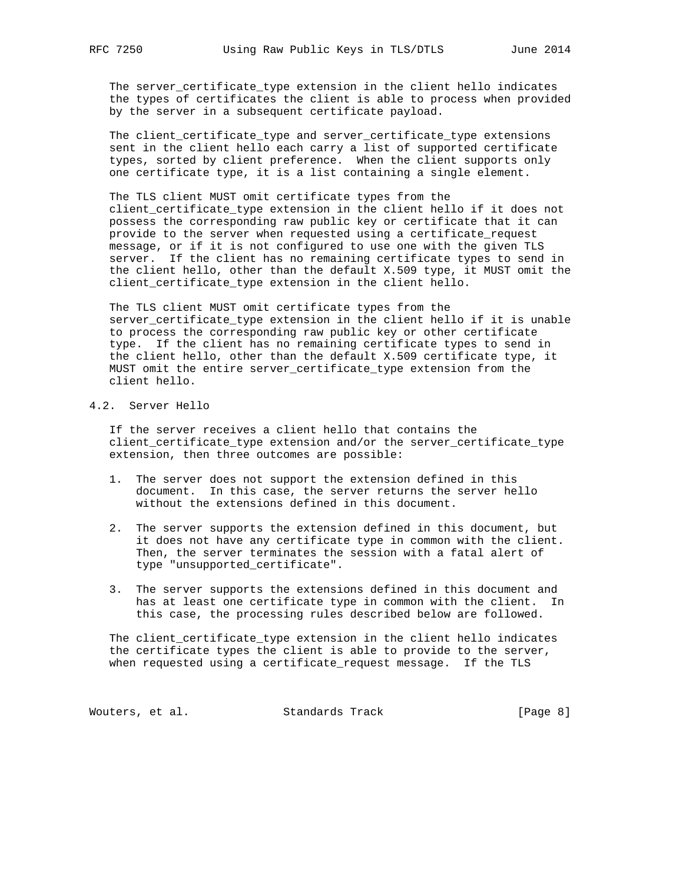The server_certificate_type extension in the client hello indicates the types of certificates the client is able to process when provided by the server in a subsequent certificate payload.

The client_certificate_type and server_certificate_type extensions sent in the client hello each carry a list of supported certificate types, sorted by client preference. When the client supports only one certificate type, it is a list containing a single element.

The TLS client MUST omit certificate types from the client_certificate_type extension in the client hello if it does not possess the corresponding raw public key or certificate that it can provide to the server when requested using a certificate_request message, or if it is not configured to use one with the given TLS server. If the client has no remaining certificate types to send in the client hello, other than the default X.509 type, it MUST omit the client_certificate_type extension in the client hello.

The TLS client MUST omit certificate types from the server_certificate_type extension in the client hello if it is unable to process the corresponding raw public key or other certificate type. If the client has no remaining certificate types to send in the client hello, other than the default X.509 certificate type, it MUST omit the entire server_certificate_type extension from the client hello.

## 4.2. Server Hello

If the server receives a client hello that contains the client_certificate_type extension and/or the server_certificate_type extension, then three outcomes are possible:

1. The server does not support the extension defined in this document. In this case, the server returns the server hello without the extensions defined in this document.

2. The server supports the extension defined in this document, but it does not have any certificate type in common with the client. Then, the server terminates the session with a fatal alert of type "unsupported_certificate".

3. The server supports the extensions defined in this document and has at least one certificate type in common with the client. In this case, the processing rules described below are followed.

The client_certificate_type extension in the client hello indicates the certificate types the client is able to provide to the server, when requested using a certificate_request message. If the TLS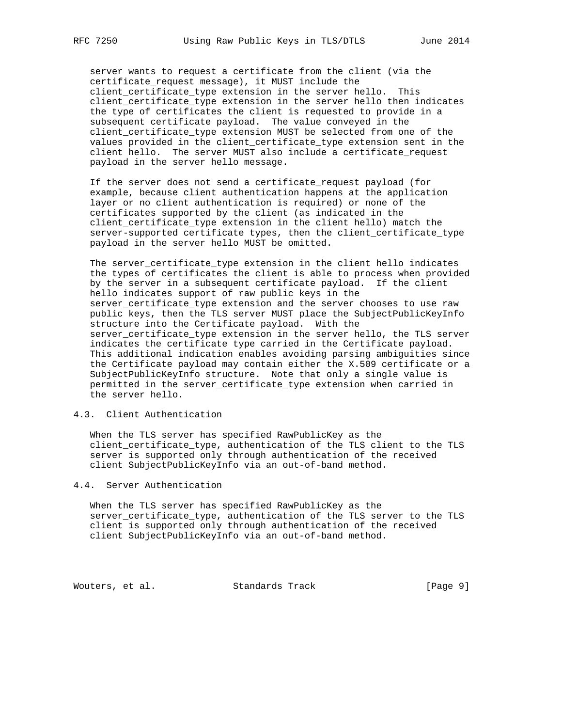server wants to request a certificate from the client (via the certificate_request message), it MUST include the client_certificate_type extension in the server hello. This client_certificate_type extension in the server hello then indicates the type of certificates the client is requested to provide in a subsequent certificate payload. The value conveyed in the client_certificate_type extension MUST be selected from one of the values provided in the client_certificate_type extension sent in the client hello. The server MUST also include a certificate_request payload in the server hello message.

If the server does not send a certificate_request payload (for example, because client authentication happens at the application layer or no client authentication is required) or none of the certificates supported by the client (as indicated in the client_certificate_type extension in the client hello) match the server-supported certificate types, then the client_certificate_type payload in the server hello MUST be omitted.

The server_certificate_type extension in the client hello indicates the types of certificates the client is able to process when provided by the server in a subsequent certificate payload. If the client hello indicates support of raw public keys in the server_certificate_type extension and the server chooses to use raw public keys, then the TLS server MUST place the SubjectPublicKeyInfo structure into the Certificate payload. With the server_certificate_type extension in the server hello, the TLS server indicates the certificate type carried in the Certificate payload. This additional indication enables avoiding parsing ambiguities since the Certificate payload may contain either the X.509 certificate or a SubjectPublicKeyInfo structure. Note that only a single value is permitted in the server_certificate_type extension when carried in the server hello.

### 4.3. Client Authentication

When the TLS server has specified RawPublicKey as the client_certificate_type, authentication of the TLS client to the TLS server is supported only through authentication of the received client SubjectPublicKeyInfo via an out-of-band method.

### 4.4. Server Authentication

When the TLS server has specified RawPublicKey as the server_certificate_type, authentication of the TLS server to the TLS client is supported only through authentication of the received client SubjectPublicKeyInfo via an out-of-band method.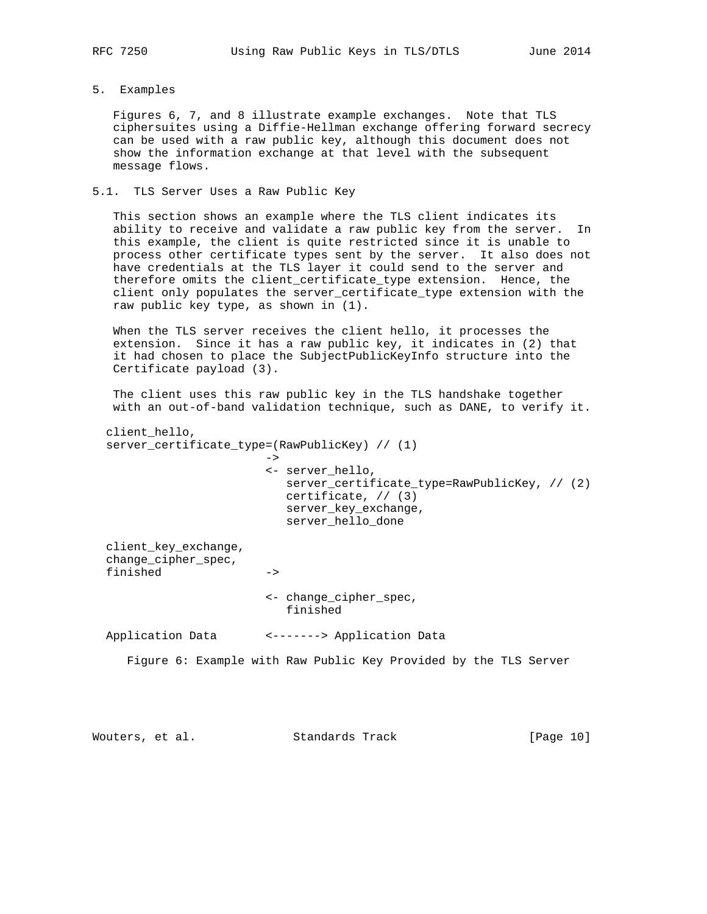## 5. Examples

Figures 6, 7, and 8 illustrate example exchanges. Note that TLS ciphersuites using a Diffie-Hellman exchange offering forward secrecy can be used with a raw public key, although this document does not show the information exchange at that level with the subsequent message flows.

### 5.1. TLS Server Uses a Raw Public Key

This section shows an example where the TLS client indicates its ability to receive and validate a raw public key from the server. In this example, the client is quite restricted since it is unable to process other certificate types sent by the server. It also does not have credentials at the TLS layer it could send to the server and therefore omits the client_certificate_type extension. Hence, the client only populates the server_certificate_type extension with the raw public key type, as shown in (1).

When the TLS server receives the client hello, it processes the extension. Since it has a raw public key, it indicates in (2) that it had chosen to place the SubjectPublicKeyInfo structure into the Certificate payload (3).

The client uses this raw public key in the TLS handshake together with an out-of-band validation technique, such as DANE, to verify it.

```
client_hello,
server_certificate_type=(RawPublicKey) // (1)
                       ->
                       <- server_hello,
                          server_certificate_type=RawPublicKey, // (2)
                          certificate, // (3)
                          server_key_exchange,
                          server_hello_done

client_key_exchange,
change_cipher_spec,
finished               ->

                       <- change_cipher_spec,
                          finished

Application Data       <-------> Application Data
```

Figure 6: Example with Raw Public Key Provided by the TLS Server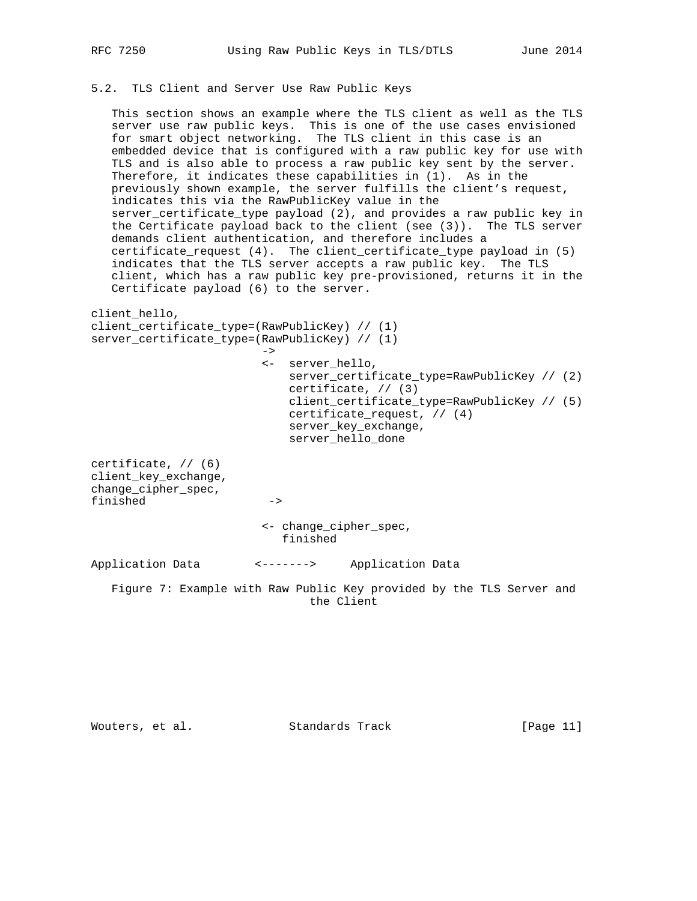## 5.2. TLS Client and Server Use Raw Public Keys

This section shows an example where the TLS client as well as the TLS server use raw public keys. This is one of the use cases envisioned for smart object networking. The TLS client in this case is an embedded device that is configured with a raw public key for use with TLS and is also able to process a raw public key sent by the server. Therefore, it indicates these capabilities in (1). As in the previously shown example, the server fulfills the client's request, indicates this via the RawPublicKey value in the server_certificate_type payload (2), and provides a raw public key in the Certificate payload back to the client (see (3)). The TLS server demands client authentication, and therefore includes a certificate_request (4). The client_certificate_type payload in (5) indicates that the TLS server accepts a raw public key. The TLS client, which has a raw public key pre-provisioned, returns it in the Certificate payload (6) to the server.

```
client_hello,
client_certificate_type=(RawPublicKey) // (1)
server_certificate_type=(RawPublicKey) // (1)
                        ->
                       <-  server_hello,
                           server_certificate_type=RawPublicKey // (2)
                           certificate, // (3)
                           client_certificate_type=RawPublicKey // (5)
                           certificate_request, // (4)
                           server_key_exchange,
                           server_hello_done

certificate, // (6)
client_key_exchange,
change_cipher_spec,
finished                 ->

                       <- change_cipher_spec,
                          finished

Application Data        <------->     Application Data
```

Figure 7: Example with Raw Public Key provided by the TLS Server and the Client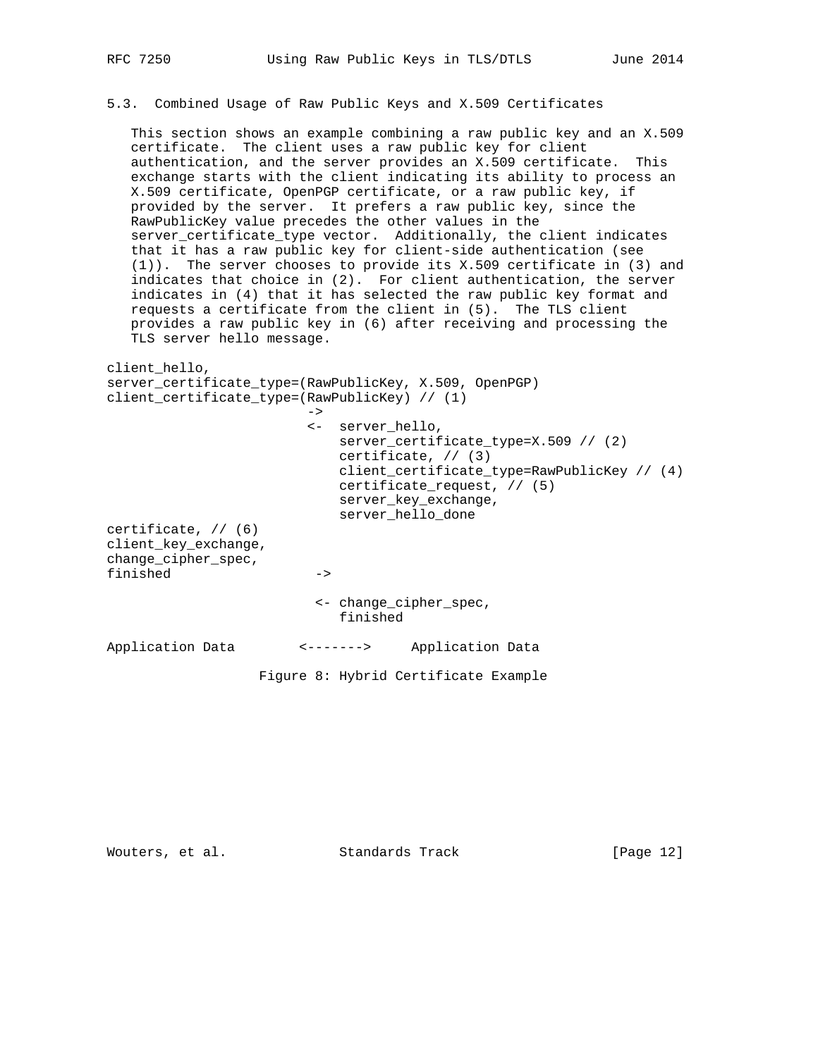### 5.3. Combined Usage of Raw Public Keys and X.509 Certificates

This section shows an example combining a raw public key and an X.509 certificate. The client uses a raw public key for client authentication, and the server provides an X.509 certificate. This exchange starts with the client indicating its ability to process an X.509 certificate, OpenPGP certificate, or a raw public key, if provided by the server. It prefers a raw public key, since the RawPublicKey value precedes the other values in the server_certificate_type vector. Additionally, the client indicates that it has a raw public key for client-side authentication (see (1)). The server chooses to provide its X.509 certificate in (3) and indicates that choice in (2). For client authentication, the server indicates in (4) that it has selected the raw public key format and requests a certificate from the client in (5). The TLS client provides a raw public key in (6) after receiving and processing the TLS server hello message.

```
client_hello,
server_certificate_type=(RawPublicKey, X.509, OpenPGP)
client_certificate_type=(RawPublicKey) // (1)
                          ->
                         <-  server_hello,
                             server_certificate_type=X.509 // (2)
                             certificate, // (3)
                             client_certificate_type=RawPublicKey // (4)
                             certificate_request, // (5)
                             server_key_exchange,
                             server_hello_done
certificate, // (6)
client_key_exchange,
change_cipher_spec,
finished                  ->

                          <- change_cipher_spec,
                             finished

Application Data        <------->     Application Data
```

Figure 8: Hybrid Certificate Example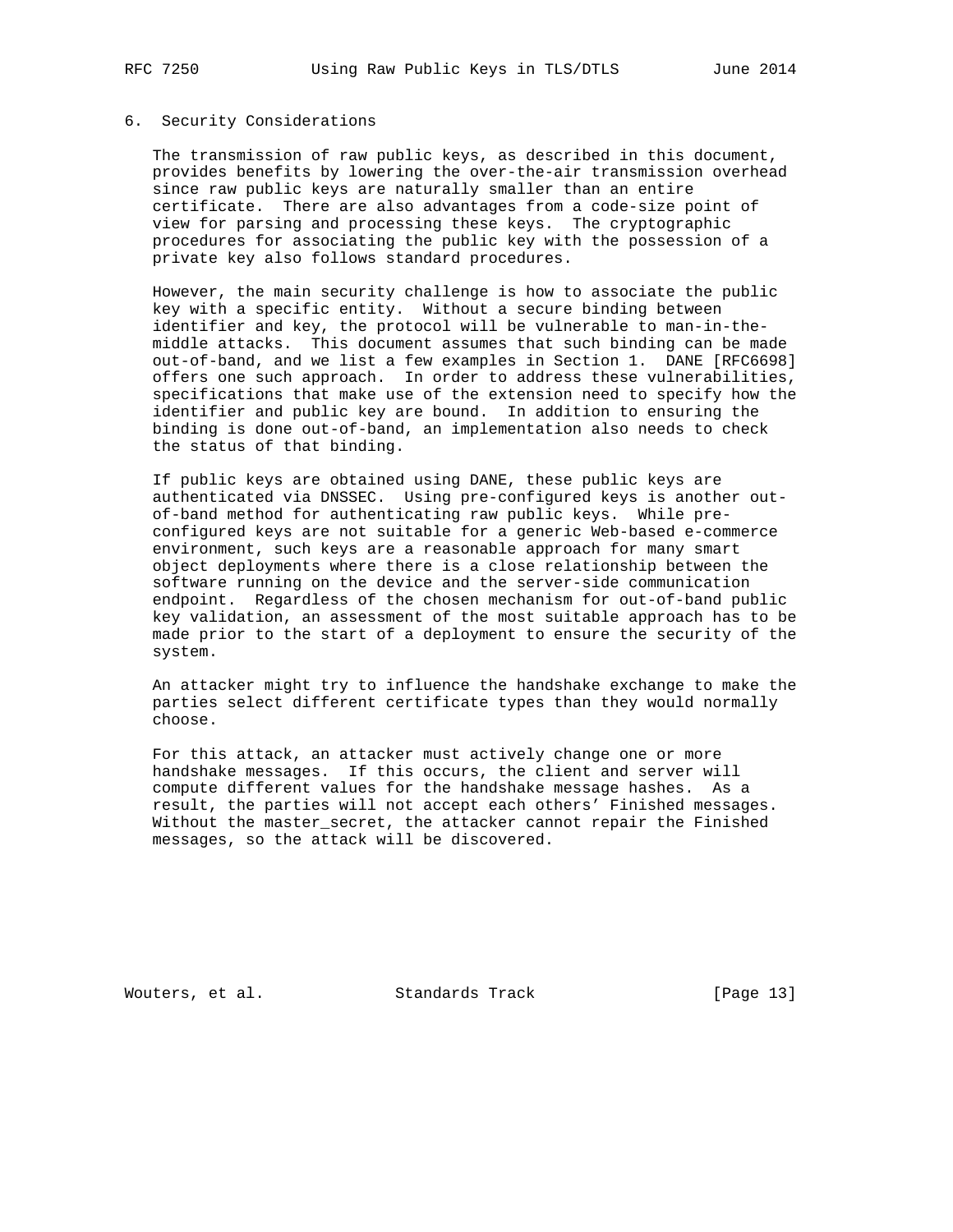## 6. Security Considerations

The transmission of raw public keys, as described in this document, provides benefits by lowering the over-the-air transmission overhead since raw public keys are naturally smaller than an entire certificate. There are also advantages from a code-size point of view for parsing and processing these keys. The cryptographic procedures for associating the public key with the possession of a private key also follows standard procedures.

However, the main security challenge is how to associate the public key with a specific entity. Without a secure binding between identifier and key, the protocol will be vulnerable to man-in-the-middle attacks. This document assumes that such binding can be made out-of-band, and we list a few examples in Section 1. DANE [RFC6698] offers one such approach. In order to address these vulnerabilities, specifications that make use of the extension need to specify how the identifier and public key are bound. In addition to ensuring the binding is done out-of-band, an implementation also needs to check the status of that binding.

If public keys are obtained using DANE, these public keys are authenticated via DNSSEC. Using pre-configured keys is another out-of-band method for authenticating raw public keys. While pre-configured keys are not suitable for a generic Web-based e-commerce environment, such keys are a reasonable approach for many smart object deployments where there is a close relationship between the software running on the device and the server-side communication endpoint. Regardless of the chosen mechanism for out-of-band public key validation, an assessment of the most suitable approach has to be made prior to the start of a deployment to ensure the security of the system.

An attacker might try to influence the handshake exchange to make the parties select different certificate types than they would normally choose.

For this attack, an attacker must actively change one or more handshake messages. If this occurs, the client and server will compute different values for the handshake message hashes. As a result, the parties will not accept each others' Finished messages. Without the master_secret, the attacker cannot repair the Finished messages, so the attack will be discovered.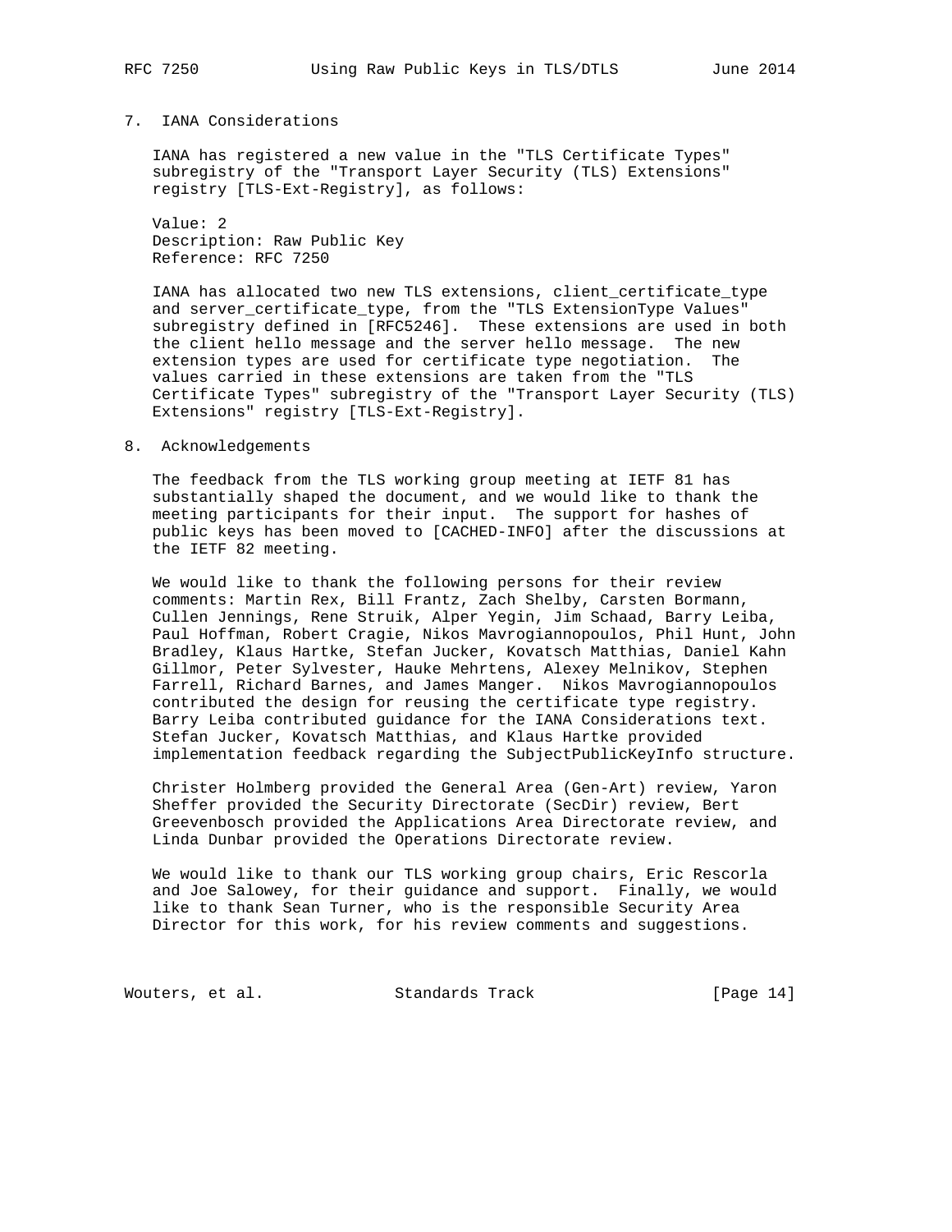## 7. IANA Considerations

IANA has registered a new value in the "TLS Certificate Types" subregistry of the "Transport Layer Security (TLS) Extensions" registry [TLS-Ext-Registry], as follows:

Value: 2
Description: Raw Public Key
Reference: RFC 7250

IANA has allocated two new TLS extensions, client_certificate_type and server_certificate_type, from the "TLS ExtensionType Values" subregistry defined in [RFC5246]. These extensions are used in both the client hello message and the server hello message. The new extension types are used for certificate type negotiation. The values carried in these extensions are taken from the "TLS Certificate Types" subregistry of the "Transport Layer Security (TLS) Extensions" registry [TLS-Ext-Registry].

## 8. Acknowledgements

The feedback from the TLS working group meeting at IETF 81 has substantially shaped the document, and we would like to thank the meeting participants for their input. The support for hashes of public keys has been moved to [CACHED-INFO] after the discussions at the IETF 82 meeting.

We would like to thank the following persons for their review comments: Martin Rex, Bill Frantz, Zach Shelby, Carsten Bormann, Cullen Jennings, Rene Struik, Alper Yegin, Jim Schaad, Barry Leiba, Paul Hoffman, Robert Cragie, Nikos Mavrogiannopoulos, Phil Hunt, John Bradley, Klaus Hartke, Stefan Jucker, Kovatsch Matthias, Daniel Kahn Gillmor, Peter Sylvester, Hauke Mehrtens, Alexey Melnikov, Stephen Farrell, Richard Barnes, and James Manger. Nikos Mavrogiannopoulos contributed the design for reusing the certificate type registry. Barry Leiba contributed guidance for the IANA Considerations text. Stefan Jucker, Kovatsch Matthias, and Klaus Hartke provided implementation feedback regarding the SubjectPublicKeyInfo structure.

Christer Holmberg provided the General Area (Gen-Art) review, Yaron Sheffer provided the Security Directorate (SecDir) review, Bert Greevenbosch provided the Applications Area Directorate review, and Linda Dunbar provided the Operations Directorate review.

We would like to thank our TLS working group chairs, Eric Rescorla and Joe Salowey, for their guidance and support. Finally, we would like to thank Sean Turner, who is the responsible Security Area Director for this work, for his review comments and suggestions.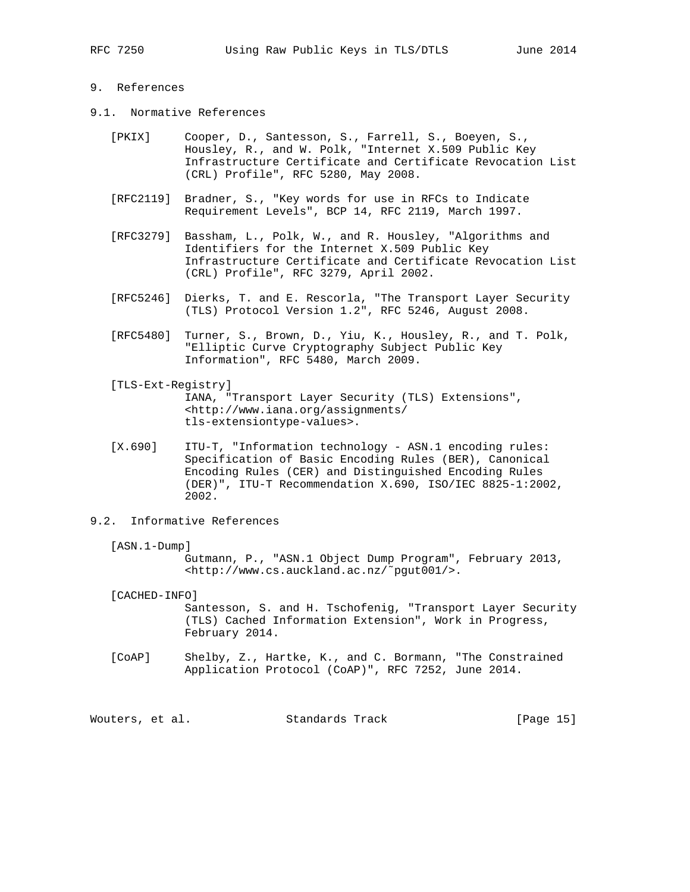## 9. References

### 9.1. Normative References

[PKIX] Cooper, D., Santesson, S., Farrell, S., Boeyen, S., Housley, R., and W. Polk, "Internet X.509 Public Key Infrastructure Certificate and Certificate Revocation List (CRL) Profile", RFC 5280, May 2008.

[RFC2119] Bradner, S., "Key words for use in RFCs to Indicate Requirement Levels", BCP 14, RFC 2119, March 1997.

[RFC3279] Bassham, L., Polk, W., and R. Housley, "Algorithms and Identifiers for the Internet X.509 Public Key Infrastructure Certificate and Certificate Revocation List (CRL) Profile", RFC 3279, April 2002.

[RFC5246] Dierks, T. and E. Rescorla, "The Transport Layer Security (TLS) Protocol Version 1.2", RFC 5246, August 2008.

[RFC5480] Turner, S., Brown, D., Yiu, K., Housley, R., and T. Polk, "Elliptic Curve Cryptography Subject Public Key Information", RFC 5480, March 2009.

[TLS-Ext-Registry] IANA, "Transport Layer Security (TLS) Extensions", <http://www.iana.org/assignments/tls-extensiontype-values>.

[X.690] ITU-T, "Information technology - ASN.1 encoding rules: Specification of Basic Encoding Rules (BER), Canonical Encoding Rules (CER) and Distinguished Encoding Rules (DER)", ITU-T Recommendation X.690, ISO/IEC 8825-1:2002, 2002.

### 9.2. Informative References

[ASN.1-Dump] Gutmann, P., "ASN.1 Object Dump Program", February 2013, <http://www.cs.auckland.ac.nz/~pgut001/>.

[CACHED-INFO] Santesson, S. and H. Tschofenig, "Transport Layer Security (TLS) Cached Information Extension", Work in Progress, February 2014.

[CoAP] Shelby, Z., Hartke, K., and C. Bormann, "The Constrained Application Protocol (CoAP)", RFC 7252, June 2014.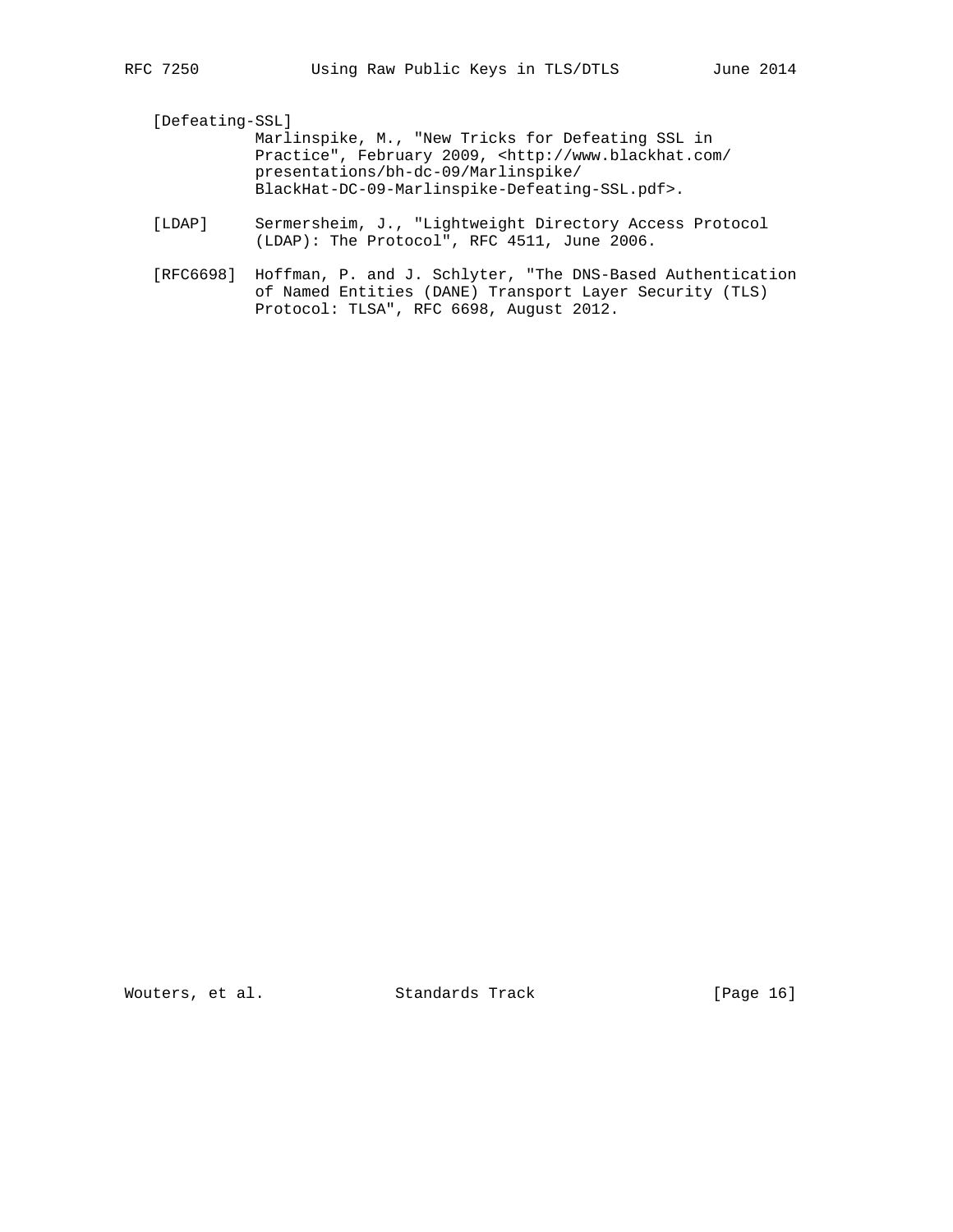[Defeating-SSL]
Marlinspike, M., "New Tricks for Defeating SSL in Practice", February 2009, <http://www.blackhat.com/presentations/bh-dc-09/Marlinspike/BlackHat-DC-09-Marlinspike-Defeating-SSL.pdf>.

[LDAP] Sermersheim, J., "Lightweight Directory Access Protocol (LDAP): The Protocol", RFC 4511, June 2006.

[RFC6698] Hoffman, P. and J. Schlyter, "The DNS-Based Authentication of Named Entities (DANE) Transport Layer Security (TLS) Protocol: TLSA", RFC 6698, August 2012.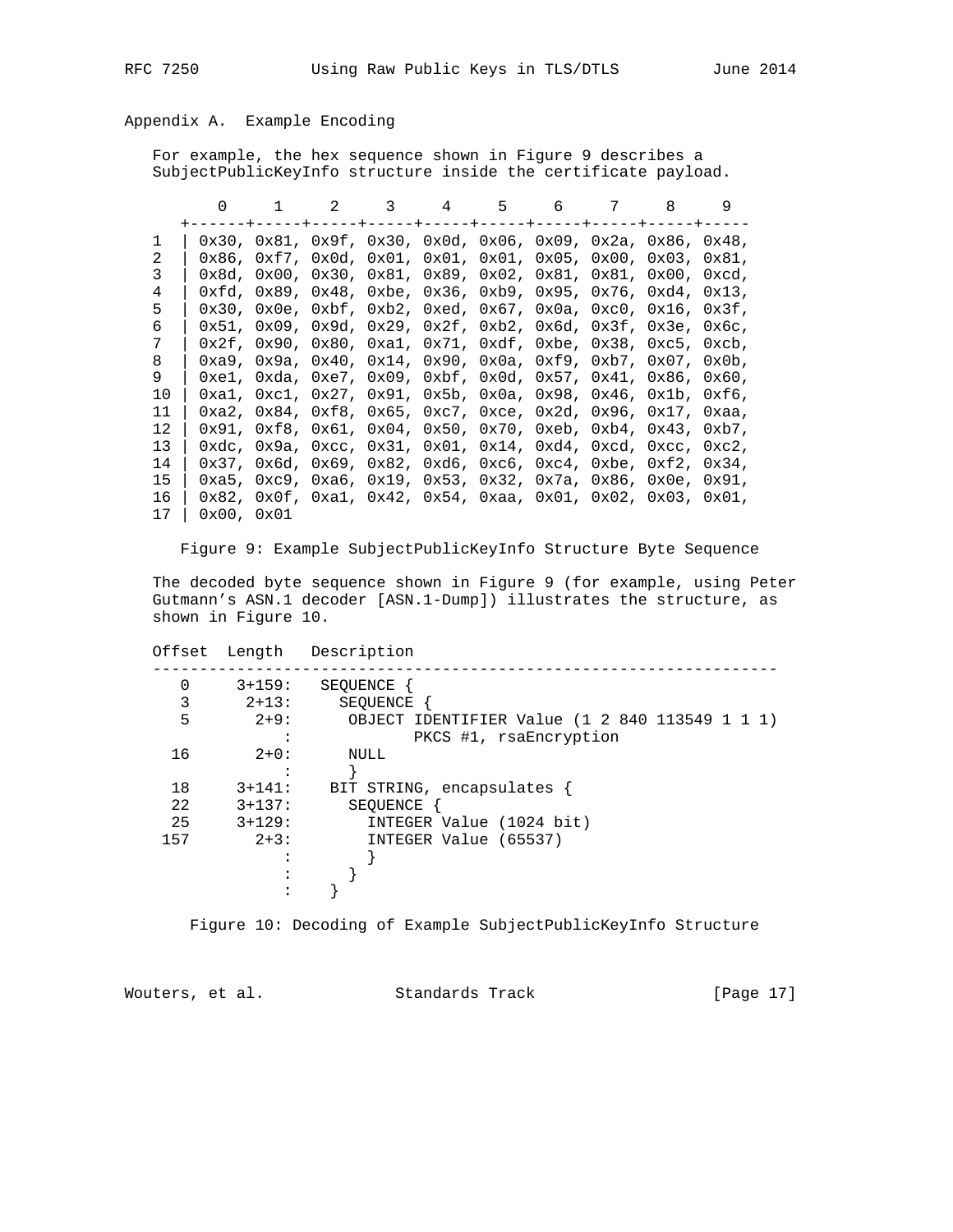## Appendix A. Example Encoding

For example, the hex sequence shown in Figure 9 describes a SubjectPublicKeyInfo structure inside the certificate payload.

```
        0     1     2     3     4     5     6     7     8     9
    +------+-----+-----+-----+-----+-----+-----+-----+-----+-----
 1  | 0x30, 0x81, 0x9f, 0x30, 0x0d, 0x06, 0x09, 0x2a, 0x86, 0x48,
 2  | 0x86, 0xf7, 0x0d, 0x01, 0x01, 0x01, 0x05, 0x00, 0x03, 0x81,
 3  | 0x8d, 0x00, 0x30, 0x81, 0x89, 0x02, 0x81, 0x81, 0x00, 0xcd,
 4  | 0xfd, 0x89, 0x48, 0xbe, 0x36, 0xb9, 0x95, 0x76, 0xd4, 0x13,
 5  | 0x30, 0x0e, 0xbf, 0xb2, 0xed, 0x67, 0x0a, 0xc0, 0x16, 0x3f,
 6  | 0x51, 0x09, 0x9d, 0x29, 0x2f, 0xb2, 0x6d, 0x3f, 0x3e, 0x6c,
 7  | 0x2f, 0x90, 0x80, 0xa1, 0x71, 0xdf, 0xbe, 0x38, 0xc5, 0xcb,
 8  | 0xa9, 0x9a, 0x40, 0x14, 0x90, 0x0a, 0xf9, 0xb7, 0x07, 0x0b,
 9  | 0xe1, 0xda, 0xe7, 0x09, 0xbf, 0x0d, 0x57, 0x41, 0x86, 0x60,
 10 | 0xa1, 0xc1, 0x27, 0x91, 0x5b, 0x0a, 0x98, 0x46, 0x1b, 0xf6,
 11 | 0xa2, 0x84, 0xf8, 0x65, 0xc7, 0xce, 0x2d, 0x96, 0x17, 0xaa,
 12 | 0x91, 0xf8, 0x61, 0x04, 0x50, 0x70, 0xeb, 0xb4, 0x43, 0xb7,
 13 | 0xdc, 0x9a, 0xcc, 0x31, 0x01, 0x14, 0xd4, 0xcd, 0xcc, 0xc2,
 14 | 0x37, 0x6d, 0x69, 0x82, 0xd6, 0xc6, 0xc4, 0xbe, 0xf2, 0x34,
 15 | 0xa5, 0xc9, 0xa6, 0x19, 0x53, 0x32, 0x7a, 0x86, 0x0e, 0x91,
 16 | 0x82, 0x0f, 0xa1, 0x42, 0x54, 0xaa, 0x01, 0x02, 0x03, 0x01,
 17 | 0x00, 0x01
```

Figure 9: Example SubjectPublicKeyInfo Structure Byte Sequence

The decoded byte sequence shown in Figure 9 (for example, using Peter Gutmann's ASN.1 decoder [ASN.1-Dump]) illustrates the structure, as shown in Figure 10.

```
Offset  Length   Description
-------------------------------------------------------------------
   0     3+159:  SEQUENCE {
   3      2+13:    SEQUENCE {
   5       2+9:     OBJECT IDENTIFIER Value (1 2 840 113549 1 1 1)
             :             PKCS #1, rsaEncryption
  16       2+0:     NULL
             :      }
  18     3+141:   BIT STRING, encapsulates {
  22     3+137:     SEQUENCE {
  25     3+129:       INTEGER Value (1024 bit)
 157       2+3:       INTEGER Value (65537)
             :        }
             :      }
             :    }
```

Figure 10: Decoding of Example SubjectPublicKeyInfo Structure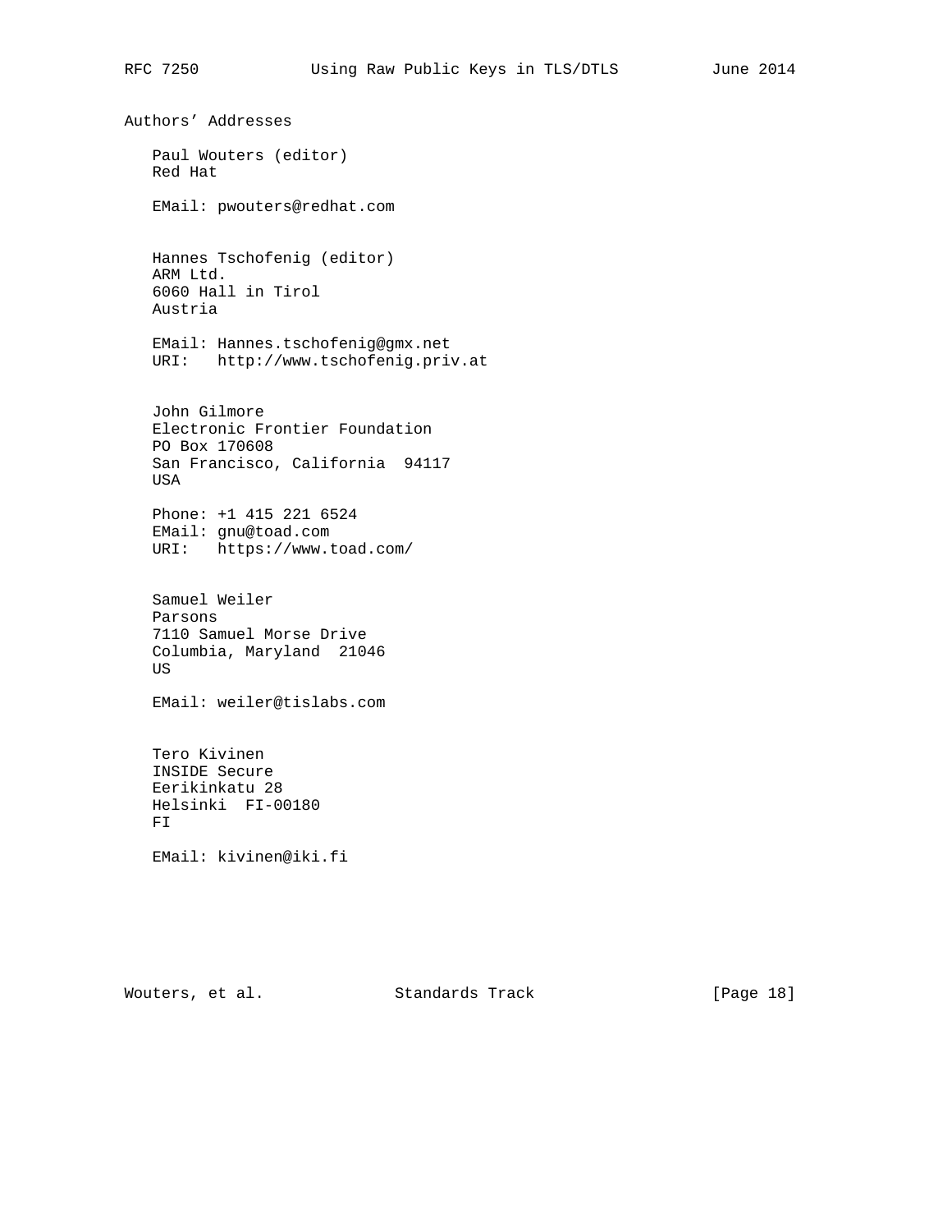## Authors' Addresses

Paul Wouters (editor)
Red Hat

EMail: pwouters@redhat.com

Hannes Tschofenig (editor)
ARM Ltd.
6060 Hall in Tirol
Austria

EMail: Hannes.tschofenig@gmx.net
URI: http://www.tschofenig.priv.at

John Gilmore
Electronic Frontier Foundation
PO Box 170608
San Francisco, California 94117
USA

Phone: +1 415 221 6524
EMail: gnu@toad.com
URI: https://www.toad.com/

Samuel Weiler
Parsons
7110 Samuel Morse Drive
Columbia, Maryland 21046
US

EMail: weiler@tislabs.com

Tero Kivinen
INSIDE Secure
Eerikinkatu 28
Helsinki FI-00180
FI

EMail: kivinen@iki.fi